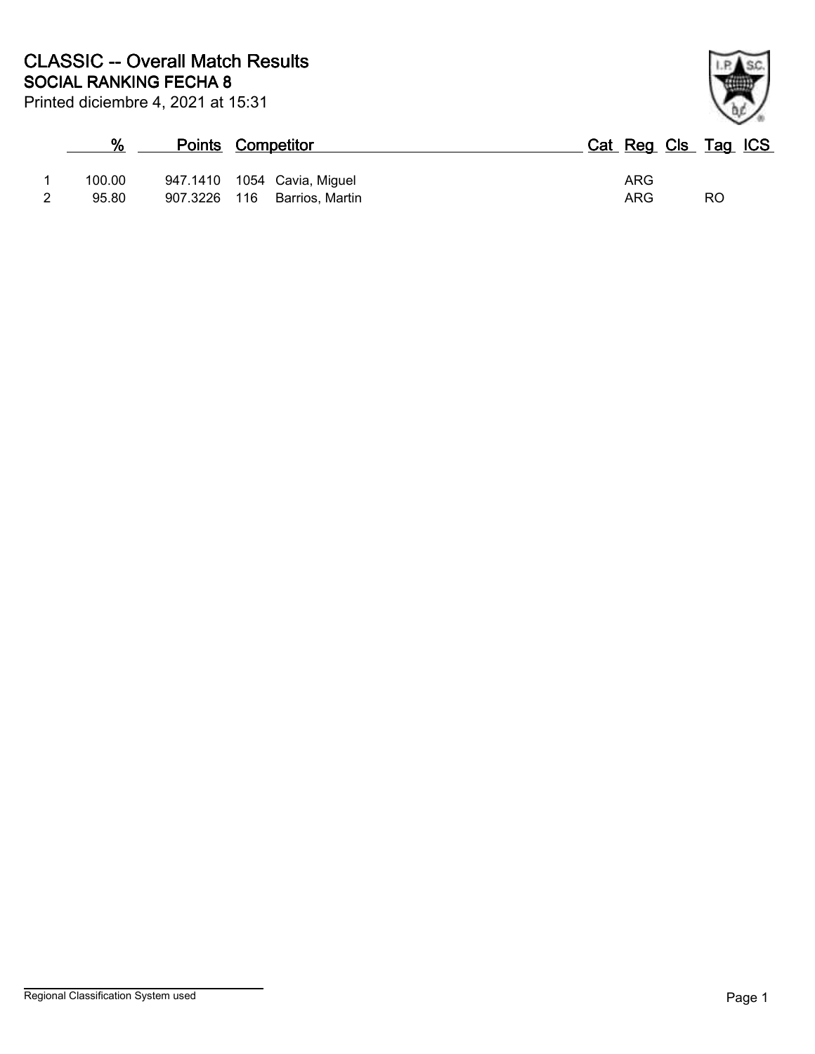# CLASSIC -- Overall Match Results

## SOCIAL RANKING FECHA 8

Printed diciembre 4, 2021 at 15:31

| | % | Points | Competitor | | Cat | Reg | Cls | Tag | ICS |
|---|---|---|---|---|---|---|---|---|---|
| 1 | 100.00 | 947.1410 | 1054 | Cavia, Miguel | | ARG | | | |
| 2 | 95.80 | 907.3226 | 116 | Barrios, Martin | | ARG | | RO | |

Regional Classification System used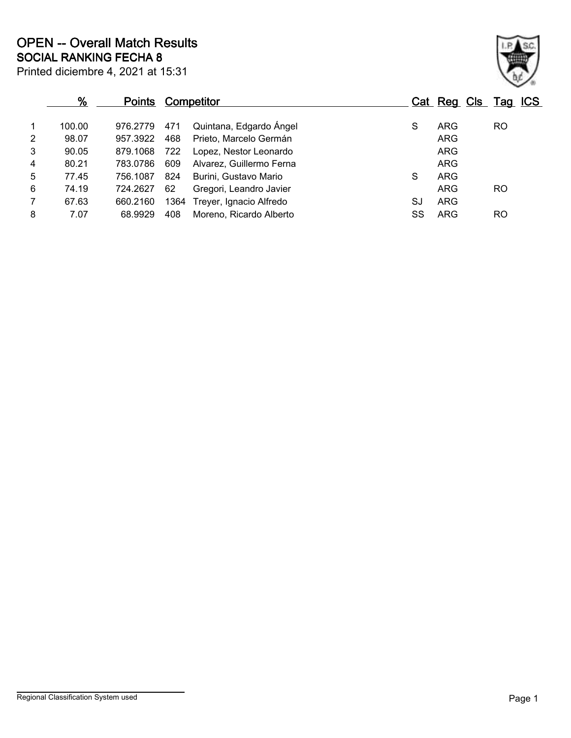# OPEN -- Overall Match Results

## SOCIAL RANKING FECHA 8

Printed diciembre 4, 2021 at 15:31

| | % | Points | Competitor | | Cat | Reg | Cls | Tag | ICS |
|---|---|---|---|---|---|---|---|---|---|
| 1 | 100.00 | 976.2779 | 471 | Quintana, Edgardo Ángel | S | ARG | | RO | |
| 2 | 98.07 | 957.3922 | 468 | Prieto, Marcelo Germán | | ARG | | | |
| 3 | 90.05 | 879.1068 | 722 | Lopez, Nestor Leonardo | | ARG | | | |
| 4 | 80.21 | 783.0786 | 609 | Alvarez, Guillermo Ferna | | ARG | | | |
| 5 | 77.45 | 756.1087 | 824 | Burini, Gustavo Mario | S | ARG | | | |
| 6 | 74.19 | 724.2627 | 62 | Gregori, Leandro Javier | | ARG | | RO | |
| 7 | 67.63 | 660.2160 | 1364 | Treyer, Ignacio Alfredo | SJ | ARG | | | |
| 8 | 7.07 | 68.9929 | 408 | Moreno, Ricardo Alberto | SS | ARG | | RO | |

Regional Classification System used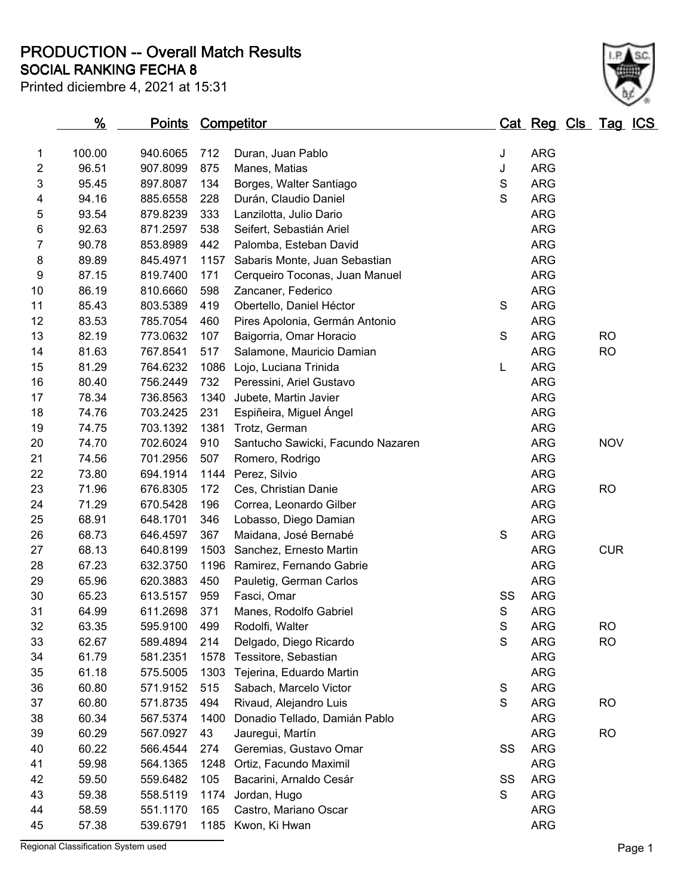# PRODUCTION -- Overall Match Results

## SOCIAL RANKING FECHA 8

Printed diciembre 4, 2021 at 15:31

| | % | Points | Competitor | | Cat | Reg | Cls | Tag | ICS |
|---|---|---|---|---|---|---|---|---|---|
| 1 | 100.00 | 940.6065 | 712 | Duran, Juan Pablo | J | ARG | | | |
| 2 | 96.51 | 907.8099 | 875 | Manes, Matias | J | ARG | | | |
| 3 | 95.45 | 897.8087 | 134 | Borges, Walter Santiago | S | ARG | | | |
| 4 | 94.16 | 885.6558 | 228 | Durán, Claudio Daniel | S | ARG | | | |
| 5 | 93.54 | 879.8239 | 333 | Lanzilotta, Julio Dario | | ARG | | | |
| 6 | 92.63 | 871.2597 | 538 | Seifert, Sebastián Ariel | | ARG | | | |
| 7 | 90.78 | 853.8989 | 442 | Palomba, Esteban David | | ARG | | | |
| 8 | 89.89 | 845.4971 | 1157 | Sabaris Monte, Juan Sebastian | | ARG | | | |
| 9 | 87.15 | 819.7400 | 171 | Cerqueiro Toconas, Juan Manuel | | ARG | | | |
| 10 | 86.19 | 810.6660 | 598 | Zancaner, Federico | | ARG | | | |
| 11 | 85.43 | 803.5389 | 419 | Obertello, Daniel Héctor | S | ARG | | | |
| 12 | 83.53 | 785.7054 | 460 | Pires Apolonia, Germán Antonio | | ARG | | | |
| 13 | 82.19 | 773.0632 | 107 | Baigorria, Omar Horacio | S | ARG | | RO | |
| 14 | 81.63 | 767.8541 | 517 | Salamone, Mauricio Damian | | ARG | | RO | |
| 15 | 81.29 | 764.6232 | 1086 | Lojo, Luciana Trinida | L | ARG | | | |
| 16 | 80.40 | 756.2449 | 732 | Peressini, Ariel Gustavo | | ARG | | | |
| 17 | 78.34 | 736.8563 | 1340 | Jubete, Martin Javier | | ARG | | | |
| 18 | 74.76 | 703.2425 | 231 | Espiñeira, Miguel Ángel | | ARG | | | |
| 19 | 74.75 | 703.1392 | 1381 | Trotz, German | | ARG | | | |
| 20 | 74.70 | 702.6024 | 910 | Santucho Sawicki, Facundo Nazaren | | ARG | | NOV | |
| 21 | 74.56 | 701.2956 | 507 | Romero, Rodrigo | | ARG | | | |
| 22 | 73.80 | 694.1914 | 1144 | Perez, Silvio | | ARG | | | |
| 23 | 71.96 | 676.8305 | 172 | Ces, Christian Danie | | ARG | | RO | |
| 24 | 71.29 | 670.5428 | 196 | Correa, Leonardo Gilber | | ARG | | | |
| 25 | 68.91 | 648.1701 | 346 | Lobasso, Diego Damian | | ARG | | | |
| 26 | 68.73 | 646.4597 | 367 | Maidana, José Bernabé | S | ARG | | | |
| 27 | 68.13 | 640.8199 | 1503 | Sanchez, Ernesto Martin | | ARG | | CUR | |
| 28 | 67.23 | 632.3750 | 1196 | Ramirez, Fernando Gabrie | | ARG | | | |
| 29 | 65.96 | 620.3883 | 450 | Pauletig, German Carlos | | ARG | | | |
| 30 | 65.23 | 613.5157 | 959 | Fasci, Omar | SS | ARG | | | |
| 31 | 64.99 | 611.2698 | 371 | Manes, Rodolfo Gabriel | S | ARG | | | |
| 32 | 63.35 | 595.9100 | 499 | Rodolfi, Walter | S | ARG | | RO | |
| 33 | 62.67 | 589.4894 | 214 | Delgado, Diego Ricardo | S | ARG | | RO | |
| 34 | 61.79 | 581.2351 | 1578 | Tessitore, Sebastian | | ARG | | | |
| 35 | 61.18 | 575.5005 | 1303 | Tejerina, Eduardo Martin | | ARG | | | |
| 36 | 60.80 | 571.9152 | 515 | Sabach, Marcelo Victor | S | ARG | | | |
| 37 | 60.80 | 571.8735 | 494 | Rivaud, Alejandro Luis | S | ARG | | RO | |
| 38 | 60.34 | 567.5374 | 1400 | Donadio Tellado, Damián Pablo | | ARG | | | |
| 39 | 60.29 | 567.0927 | 43 | Jauregui, Martín | | ARG | | RO | |
| 40 | 60.22 | 566.4544 | 274 | Geremias, Gustavo Omar | SS | ARG | | | |
| 41 | 59.98 | 564.1365 | 1248 | Ortiz, Facundo Maximil | | ARG | | | |
| 42 | 59.50 | 559.6482 | 105 | Bacarini, Arnaldo Cesár | SS | ARG | | | |
| 43 | 59.38 | 558.5119 | 1174 | Jordan, Hugo | S | ARG | | | |
| 44 | 58.59 | 551.1170 | 165 | Castro, Mariano Oscar | | ARG | | | |
| 45 | 57.38 | 539.6791 | 1185 | Kwon, Ki Hwan | | ARG | | | |

Regional Classification System used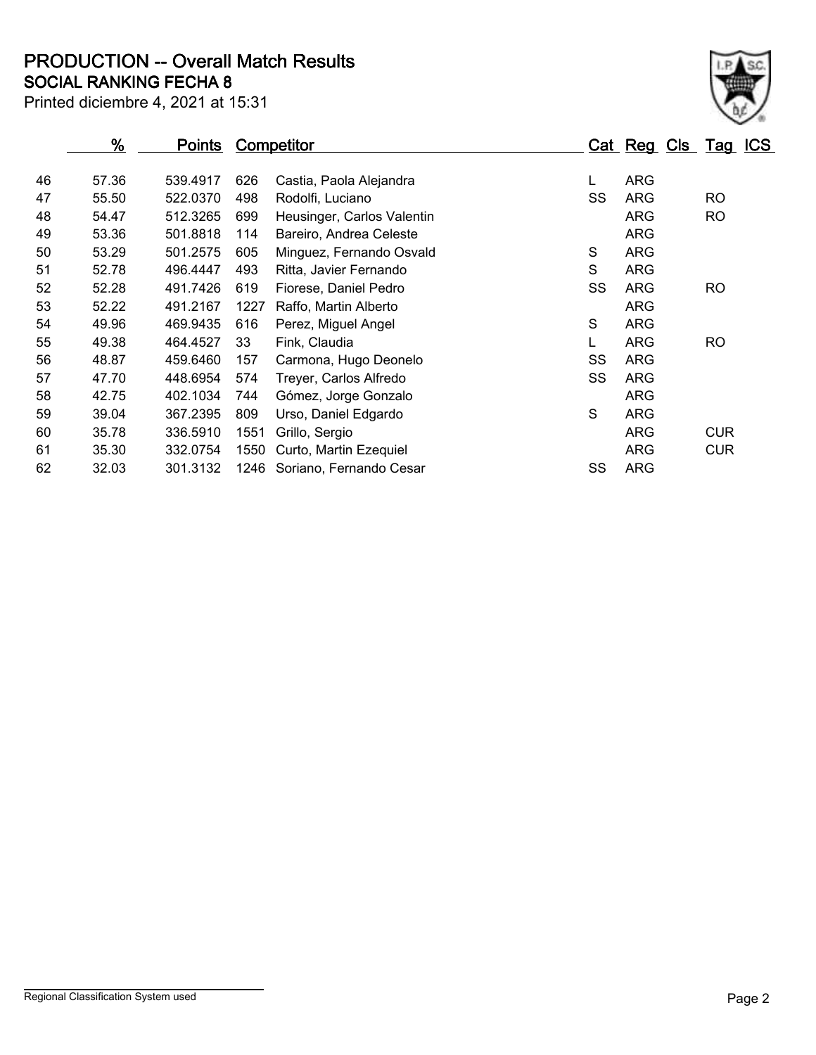# PRODUCTION -- Overall Match Results

## SOCIAL RANKING FECHA 8

Printed diciembre 4, 2021 at 15:31

| | % | Points | Competitor | | Cat | Reg | Cls | Tag | ICS |
|---|---|---|---|---|---|---|---|---|---|
| 46 | 57.36 | 539.4917 | 626 | Castia, Paola Alejandra | L | ARG | | | |
| 47 | 55.50 | 522.0370 | 498 | Rodolfi, Luciano | SS | ARG | | RO | |
| 48 | 54.47 | 512.3265 | 699 | Heusinger, Carlos Valentin | | ARG | | RO | |
| 49 | 53.36 | 501.8818 | 114 | Bareiro, Andrea Celeste | | ARG | | | |
| 50 | 53.29 | 501.2575 | 605 | Minguez, Fernando Osvald | S | ARG | | | |
| 51 | 52.78 | 496.4447 | 493 | Ritta, Javier Fernando | S | ARG | | | |
| 52 | 52.28 | 491.7426 | 619 | Fiorese, Daniel Pedro | SS | ARG | | RO | |
| 53 | 52.22 | 491.2167 | 1227 | Raffo, Martin Alberto | | ARG | | | |
| 54 | 49.96 | 469.9435 | 616 | Perez, Miguel Angel | S | ARG | | | |
| 55 | 49.38 | 464.4527 | 33 | Fink, Claudia | L | ARG | | RO | |
| 56 | 48.87 | 459.6460 | 157 | Carmona, Hugo Deonelo | SS | ARG | | | |
| 57 | 47.70 | 448.6954 | 574 | Treyer, Carlos Alfredo | SS | ARG | | | |
| 58 | 42.75 | 402.1034 | 744 | Gómez, Jorge Gonzalo | | ARG | | | |
| 59 | 39.04 | 367.2395 | 809 | Urso, Daniel Edgardo | S | ARG | | | |
| 60 | 35.78 | 336.5910 | 1551 | Grillo, Sergio | | ARG | | CUR | |
| 61 | 35.30 | 332.0754 | 1550 | Curto, Martin Ezequiel | | ARG | | CUR | |
| 62 | 32.03 | 301.3132 | 1246 | Soriano, Fernando Cesar | SS | ARG | | | |

Regional Classification System used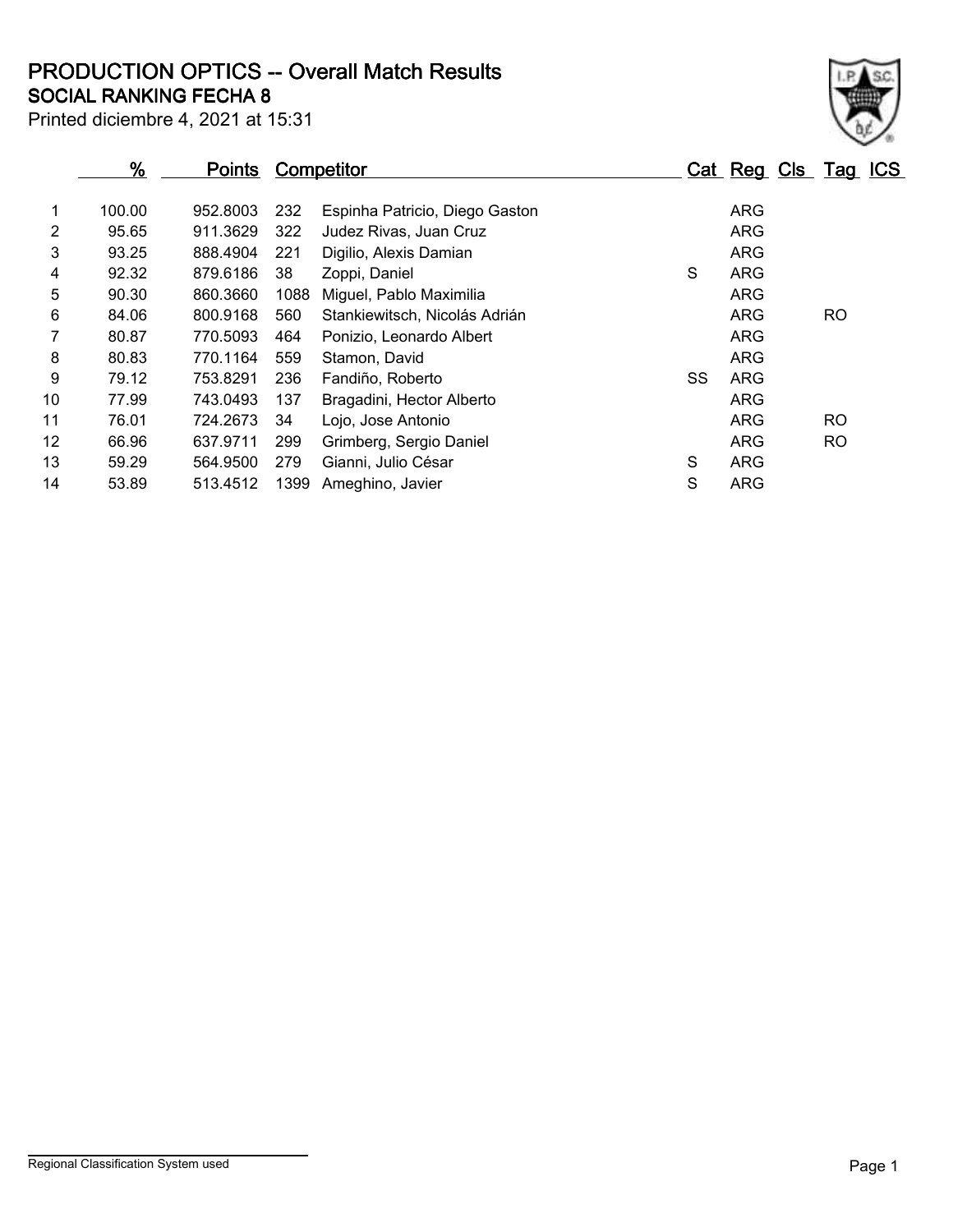# PRODUCTION OPTICS -- Overall Match Results

## SOCIAL RANKING FECHA 8

Printed diciembre 4, 2021 at 15:31

| | % | Points | Competitor | | Cat | Reg | Cls | Tag | ICS |
|---|---|---|---|---|---|---|---|---|---|
| 1 | 100.00 | 952.8003 | 232 | Espinha Patricio, Diego Gaston | | ARG | | | |
| 2 | 95.65 | 911.3629 | 322 | Judez Rivas, Juan Cruz | | ARG | | | |
| 3 | 93.25 | 888.4904 | 221 | Digilio, Alexis Damian | | ARG | | | |
| 4 | 92.32 | 879.6186 | 38 | Zoppi, Daniel | S | ARG | | | |
| 5 | 90.30 | 860.3660 | 1088 | Miguel, Pablo Maximilia | | ARG | | | |
| 6 | 84.06 | 800.9168 | 560 | Stankiewitsch, Nicolás Adrián | | ARG | | RO | |
| 7 | 80.87 | 770.5093 | 464 | Ponizio, Leonardo Albert | | ARG | | | |
| 8 | 80.83 | 770.1164 | 559 | Stamon, David | | ARG | | | |
| 9 | 79.12 | 753.8291 | 236 | Fandiño, Roberto | SS | ARG | | | |
| 10 | 77.99 | 743.0493 | 137 | Bragadini, Hector Alberto | | ARG | | | |
| 11 | 76.01 | 724.2673 | 34 | Lojo, Jose Antonio | | ARG | | RO | |
| 12 | 66.96 | 637.9711 | 299 | Grimberg, Sergio Daniel | | ARG | | RO | |
| 13 | 59.29 | 564.9500 | 279 | Gianni, Julio César | S | ARG | | | |
| 14 | 53.89 | 513.4512 | 1399 | Ameghino, Javier | S | ARG | | | |

Regional Classification System used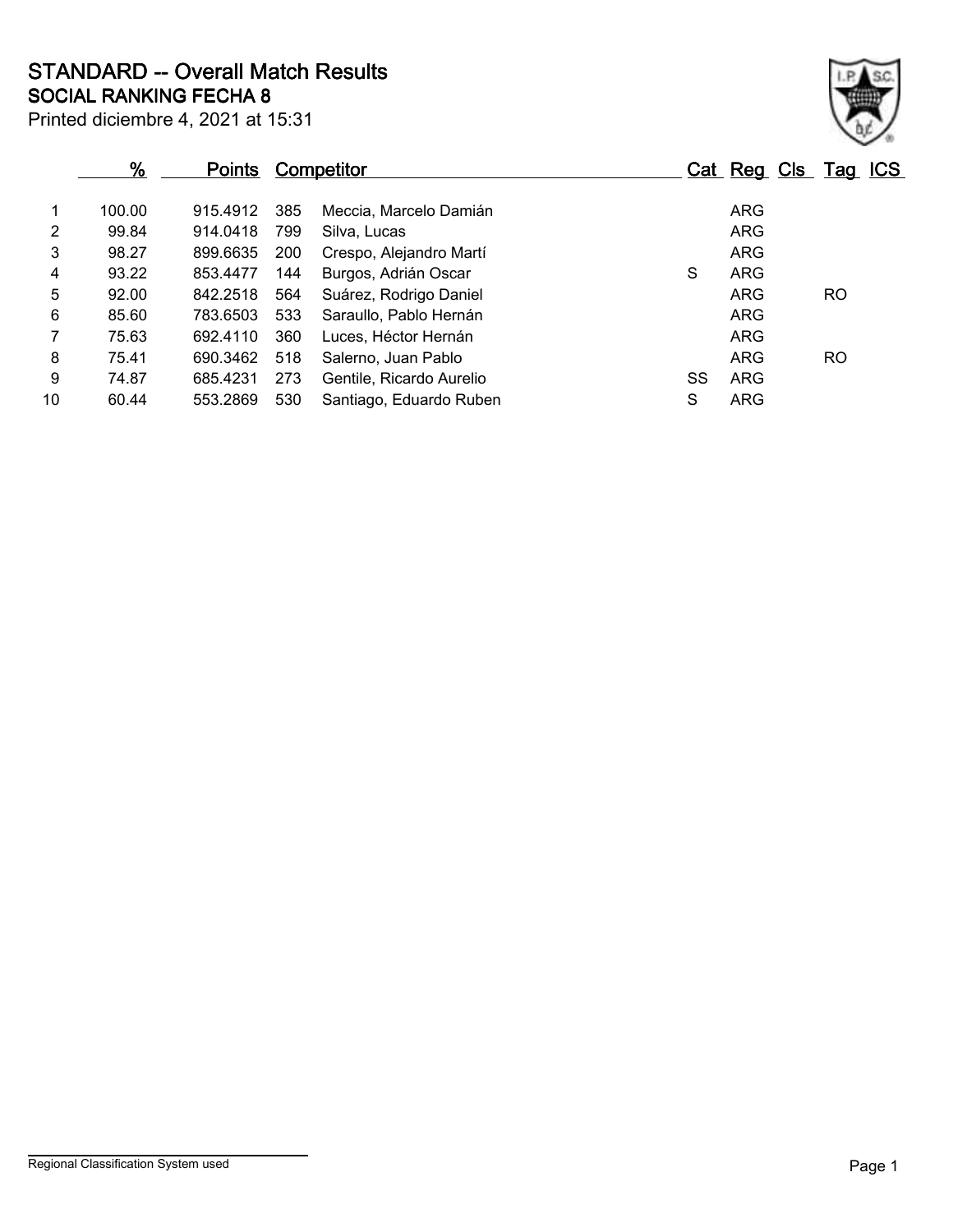# STANDARD -- Overall Match Results

## SOCIAL RANKING FECHA 8

Printed diciembre 4, 2021 at 15:31

| | % | Points | Competitor | | Cat | Reg | Cls | Tag | ICS |
|---|---|---|---|---|---|---|---|---|---|
| 1 | 100.00 | 915.4912 | 385 | Meccia, Marcelo Damián | | ARG | | | |
| 2 | 99.84 | 914.0418 | 799 | Silva, Lucas | | ARG | | | |
| 3 | 98.27 | 899.6635 | 200 | Crespo, Alejandro Martí | | ARG | | | |
| 4 | 93.22 | 853.4477 | 144 | Burgos, Adrián Oscar | S | ARG | | | |
| 5 | 92.00 | 842.2518 | 564 | Suárez, Rodrigo Daniel | | ARG | | RO | |
| 6 | 85.60 | 783.6503 | 533 | Saraullo, Pablo Hernán | | ARG | | | |
| 7 | 75.63 | 692.4110 | 360 | Luces, Héctor Hernán | | ARG | | | |
| 8 | 75.41 | 690.3462 | 518 | Salerno, Juan Pablo | | ARG | | RO | |
| 9 | 74.87 | 685.4231 | 273 | Gentile, Ricardo Aurelio | SS | ARG | | | |
| 10 | 60.44 | 553.2869 | 530 | Santiago, Eduardo Ruben | S | ARG | | | |

Regional Classification System used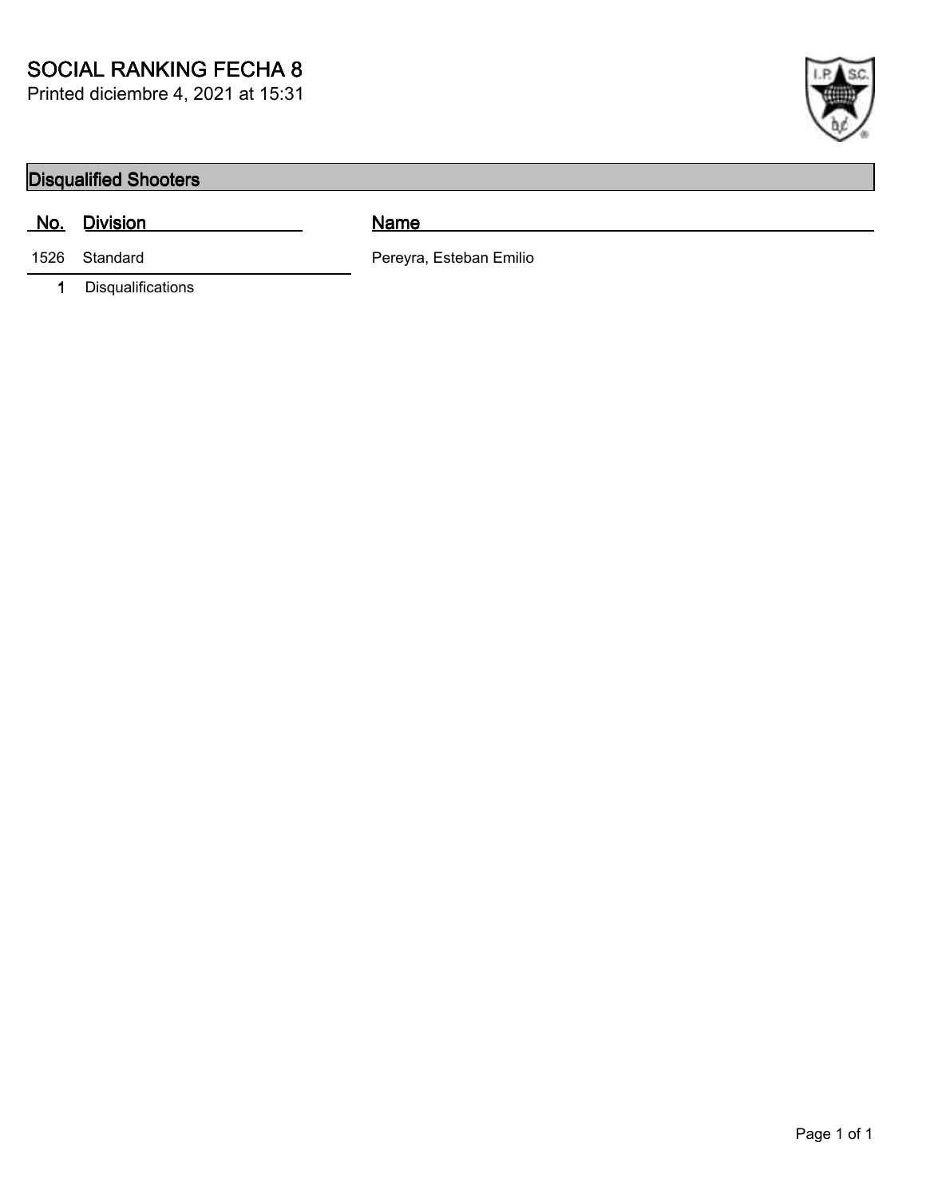# SOCIAL RANKING FECHA 8

Printed diciembre 4, 2021 at 15:31

## Disqualified Shooters

| No. | Division | Name |
| --- | --- | --- |
| 1526 | Standard | Pereyra, Esteban Emilio |

1 Disqualifications